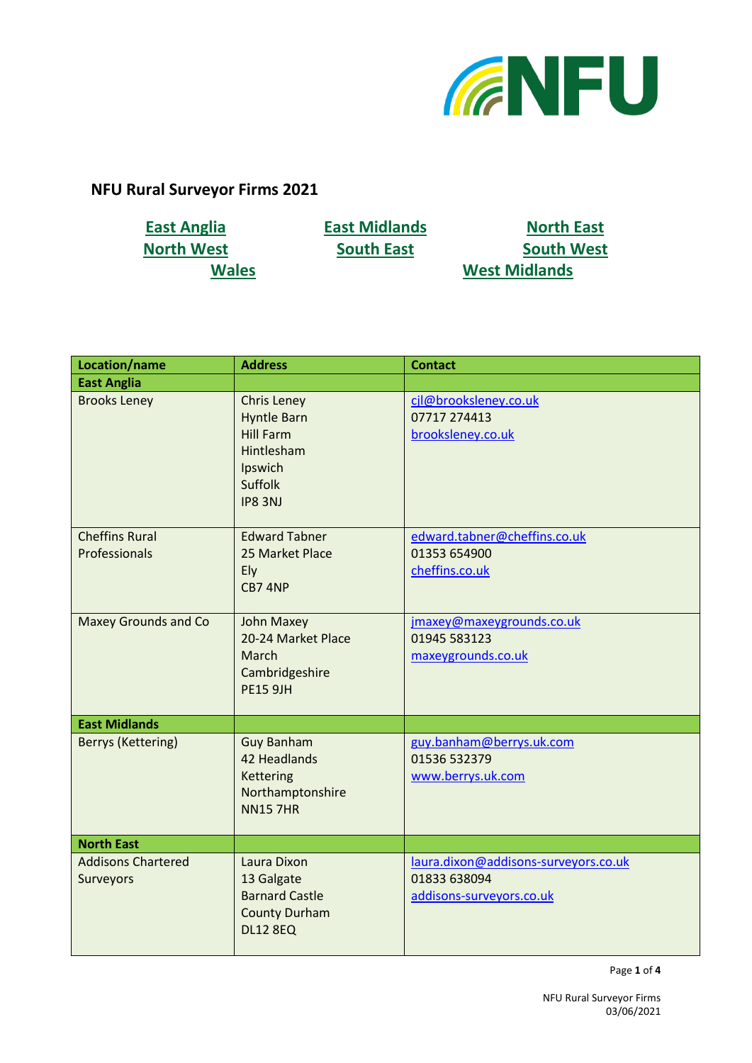## NFU Rural Surveyor Firms 2021

East Anglia | East Midlands | North East
North West | South East | South West
Wales | West Midlands

| Location/name | Address | Contact |
|---|---|---|
| **East Anglia** | | |
| Brooks Leney | Chris Leney<br>Hyntle Barn<br>Hill Farm<br>Hintlesham<br>Ipswich<br>Suffolk<br>IP8 3NJ | cjl@brooksleney.co.uk<br>07717 274413<br>brooksleney.co.uk |
| Cheffins Rural Professionals | Edward Tabner<br>25 Market Place<br>Ely<br>CB7 4NP | edward.tabner@cheffins.co.uk<br>01353 654900<br>cheffins.co.uk |
| Maxey Grounds and Co | John Maxey<br>20-24 Market Place<br>March<br>Cambridgeshire<br>PE15 9JH | jmaxey@maxeygrounds.co.uk<br>01945 583123<br>maxeygrounds.co.uk |
| **East Midlands** | | |
| Berrys (Kettering) | Guy Banham<br>42 Headlands<br>Kettering<br>Northamptonshire<br>NN15 7HR | guy.banham@berrys.uk.com<br>01536 532379<br>www.berrys.uk.com |
| **North East** | | |
| Addisons Chartered Surveyors | Laura Dixon<br>13 Galgate<br>Barnard Castle<br>County Durham<br>DL12 8EQ | laura.dixon@addisons-surveyors.co.uk<br>01833 638094<br>addisons-surveyors.co.uk |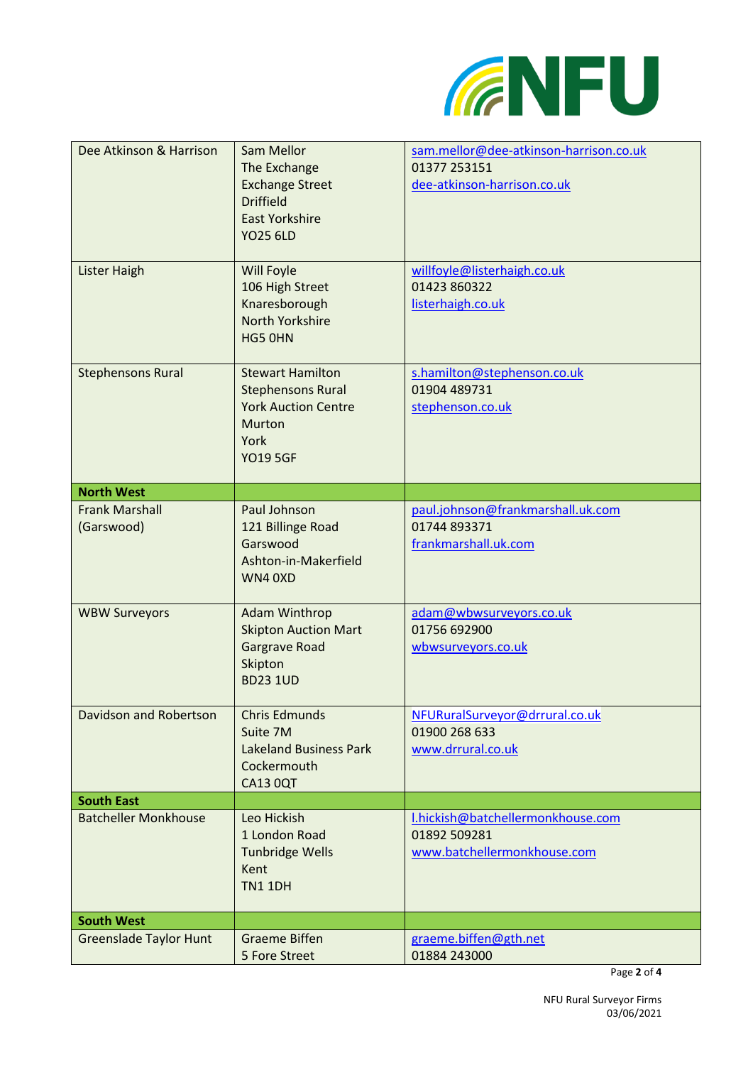| | | |
|---|---|---|
| Dee Atkinson & Harrison | Sam Mellor<br>The Exchange<br>Exchange Street<br>Driffield<br>East Yorkshire<br>YO25 6LD | sam.mellor@dee-atkinson-harrison.co.uk<br>01377 253151<br>dee-atkinson-harrison.co.uk |
| Lister Haigh | Will Foyle<br>106 High Street<br>Knaresborough<br>North Yorkshire<br>HG5 0HN | willfoyle@listerhaigh.co.uk<br>01423 860322<br>listerhaigh.co.uk |
| Stephensons Rural | Stewart Hamilton<br>Stephensons Rural<br>York Auction Centre<br>Murton<br>York<br>YO19 5GF | s.hamilton@stephenson.co.uk<br>01904 489731<br>stephenson.co.uk |
| **North West** | | |
| Frank Marshall (Garswood) | Paul Johnson<br>121 Billinge Road<br>Garswood<br>Ashton-in-Makerfield<br>WN4 0XD | paul.johnson@frankmarshall.uk.com<br>01744 893371<br>frankmarshall.uk.com |
| WBW Surveyors | Adam Winthrop<br>Skipton Auction Mart<br>Gargrave Road<br>Skipton<br>BD23 1UD | adam@wbwsurveyors.co.uk<br>01756 692900<br>wbwsurveyors.co.uk |
| Davidson and Robertson | Chris Edmunds<br>Suite 7M<br>Lakeland Business Park<br>Cockermouth<br>CA13 0QT | NFURuralSurveyor@drrural.co.uk<br>01900 268 633<br>www.drrural.co.uk |
| **South East** | | |
| Batcheller Monkhouse | Leo Hickish<br>1 London Road<br>Tunbridge Wells<br>Kent<br>TN1 1DH | l.hickish@batchellermonkhouse.com<br>01892 509281<br>www.batchellermonkhouse.com |
| **South West** | | |
| Greenslade Taylor Hunt | Graeme Biffen<br>5 Fore Street | graeme.biffen@gth.net<br>01884 243000 |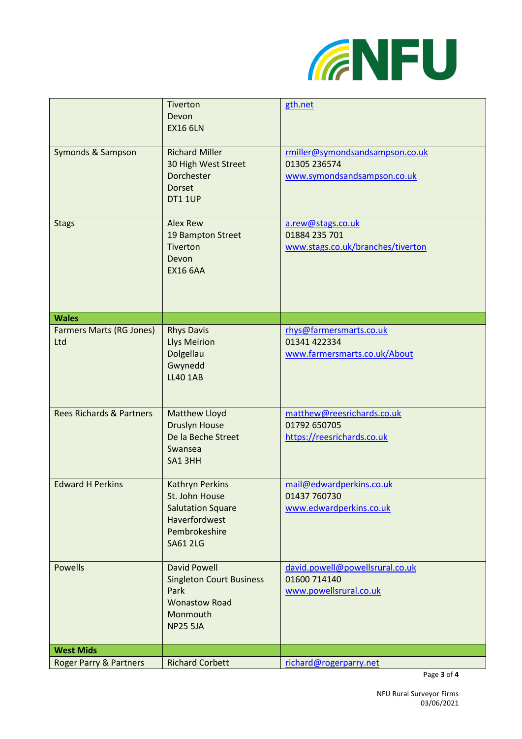|  |  |  |
|---|---|---|
|  | Tiverton<br>Devon<br>EX16 6LN | gth.net |
| Symonds & Sampson | Richard Miller<br>30 High West Street<br>Dorchester<br>Dorset<br>DT1 1UP | rmiller@symondsandsampson.co.uk<br>01305 236574<br>www.symondsandsampson.co.uk |
| Stags | Alex Rew<br>19 Bampton Street<br>Tiverton<br>Devon<br>EX16 6AA | a.rew@stags.co.uk<br>01884 235 701<br>www.stags.co.uk/branches/tiverton |
| **Wales** |  |  |
| Farmers Marts (RG Jones) Ltd | Rhys Davis<br>Llys Meirion<br>Dolgellau<br>Gwynedd<br>LL40 1AB | rhys@farmersmarts.co.uk<br>01341 422334<br>www.farmersmarts.co.uk/About |
| Rees Richards & Partners | Matthew Lloyd<br>Druslyn House<br>De la Beche Street<br>Swansea<br>SA1 3HH | matthew@reesrichards.co.uk<br>01792 650705<br>https://reesrichards.co.uk |
| Edward H Perkins | Kathryn Perkins<br>St. John House<br>Salutation Square<br>Haverfordwest<br>Pembrokeshire<br>SA61 2LG | mail@edwardperkins.co.uk<br>01437 760730<br>www.edwardperkins.co.uk |
| Powells | David Powell<br>Singleton Court Business Park<br>Wonastow Road<br>Monmouth<br>NP25 5JA | david.powell@powellsrural.co.uk<br>01600 714140<br>www.powellsrural.co.uk |
| **West Mids** |  |  |
| Roger Parry & Partners | Richard Corbett | richard@rogerparry.net |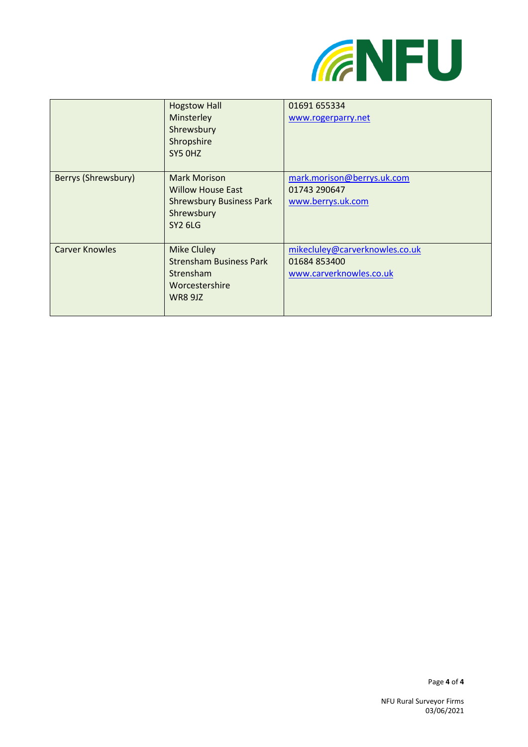| | | |
|---|---|---|
| | Hogstow Hall<br>Minsterley<br>Shrewsbury<br>Shropshire<br>SY5 0HZ | 01691 655334<br>www.rogerparry.net |
| Berrys (Shrewsbury) | Mark Morison<br>Willow House East<br>Shrewsbury Business Park<br>Shrewsbury<br>SY2 6LG | mark.morison@berrys.uk.com<br>01743 290647<br>www.berrys.uk.com |
| Carver Knowles | Mike Cluley<br>Strensham Business Park<br>Strensham<br>Worcestershire<br>WR8 9JZ | mikecluley@carverknowles.co.uk<br>01684 853400<br>www.carverknowles.co.uk |